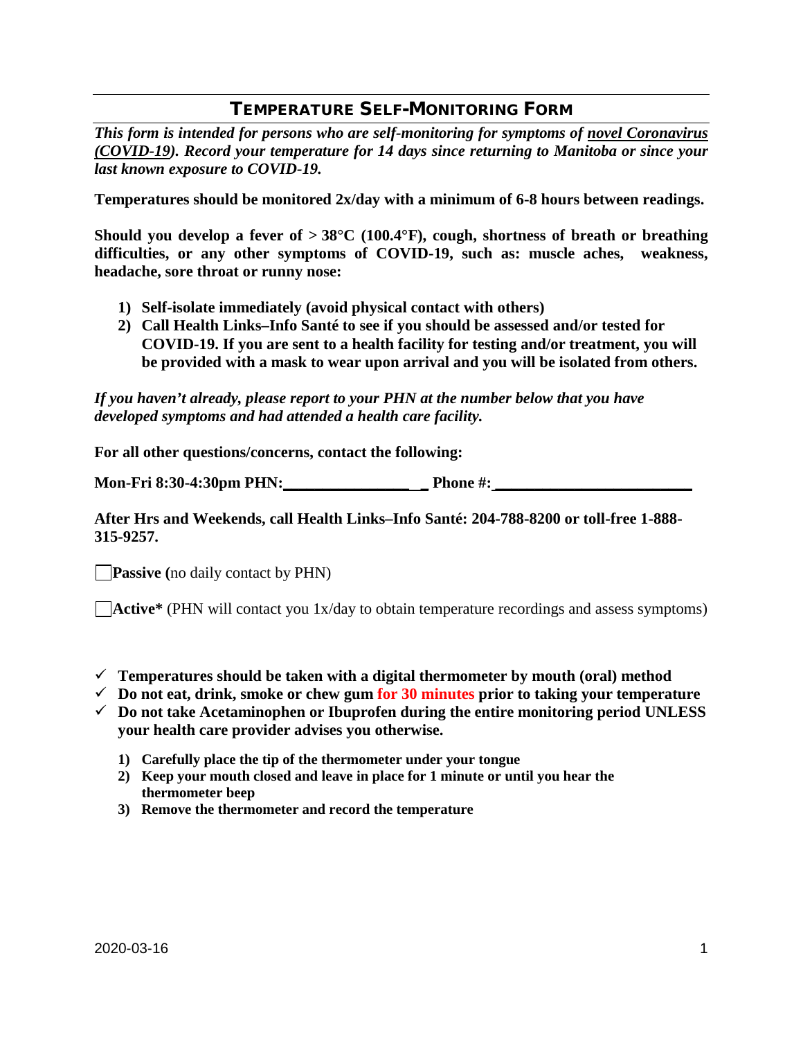# TEMPERATURE SELF-MONITORING FORM

***This form is intended for persons who are self-monitoring for symptoms of novel Coronavirus (COVID-19). Record your temperature for 14 days since returning to Manitoba or since your last known exposure to COVID-19.***

**Temperatures should be monitored 2x/day with a minimum of 6-8 hours between readings.**

**Should you develop a fever of > 38°C (100.4°F), cough, shortness of breath or breathing difficulties, or any other symptoms of COVID-19, such as: muscle aches, weakness, headache, sore throat or runny nose:**

1) **Self-isolate immediately (avoid physical contact with others)**
2) **Call Health Links–Info Santé to see if you should be assessed and/or tested for COVID-19. If you are sent to a health facility for testing and/or treatment, you will be provided with a mask to wear upon arrival and you will be isolated from others.**

***If you haven't already, please report to your PHN at the number below that you have developed symptoms and had attended a health care facility.***

**For all other questions/concerns, contact the following:**

**Mon-Fri 8:30-4:30pm PHN:__________________ Phone #:__________________________**

**After Hrs and Weekends, call Health Links–Info Santé: 204-788-8200 or toll-free 1-888-315-9257.**

☐ **Passive (**no daily contact by PHN)

☐ **Active*** (PHN will contact you 1x/day to obtain temperature recordings and assess symptoms)

- ✓ **Temperatures should be taken with a digital thermometer by mouth (oral) method**
- ✓ **Do not eat, drink, smoke or chew gum for 30 minutes prior to taking your temperature**
- ✓ **Do not take Acetaminophen or Ibuprofen during the entire monitoring period UNLESS your health care provider advises you otherwise.**

1) **Carefully place the tip of the thermometer under your tongue**
2) **Keep your mouth closed and leave in place for 1 minute or until you hear the thermometer beep**
3) **Remove the thermometer and record the temperature**

2020-03-16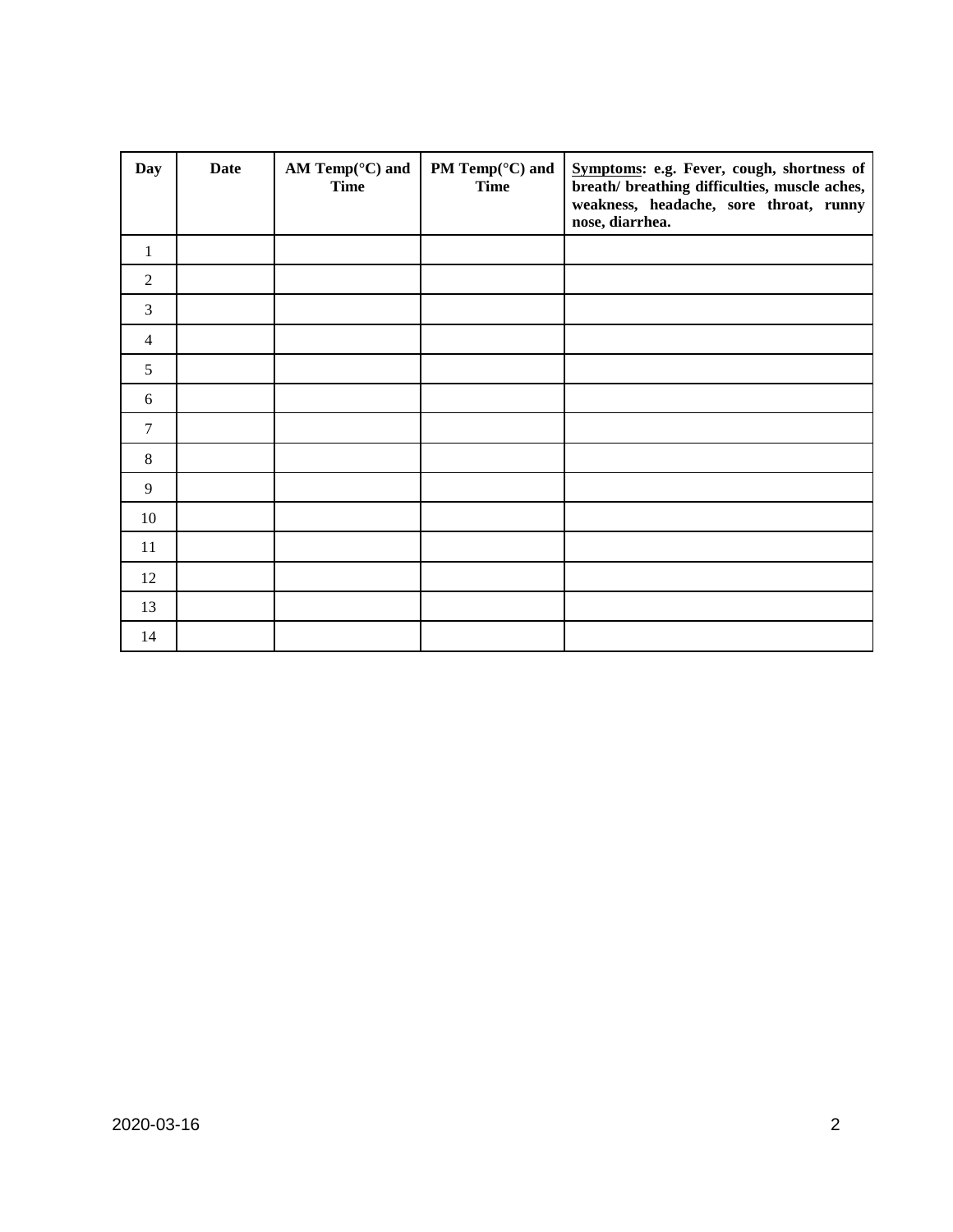| Day | Date | AM Temp(°C) and Time | PM Temp(°C) and Time | **Symptoms**: e.g. Fever, cough, shortness of breath/ breathing difficulties, muscle aches, weakness, headache, sore throat, runny nose, diarrhea. |
|---|---|---|---|---|
| 1 | | | | |
| 2 | | | | |
| 3 | | | | |
| 4 | | | | |
| 5 | | | | |
| 6 | | | | |
| 7 | | | | |
| 8 | | | | |
| 9 | | | | |
| 10 | | | | |
| 11 | | | | |
| 12 | | | | |
| 13 | | | | |
| 14 | | | | |